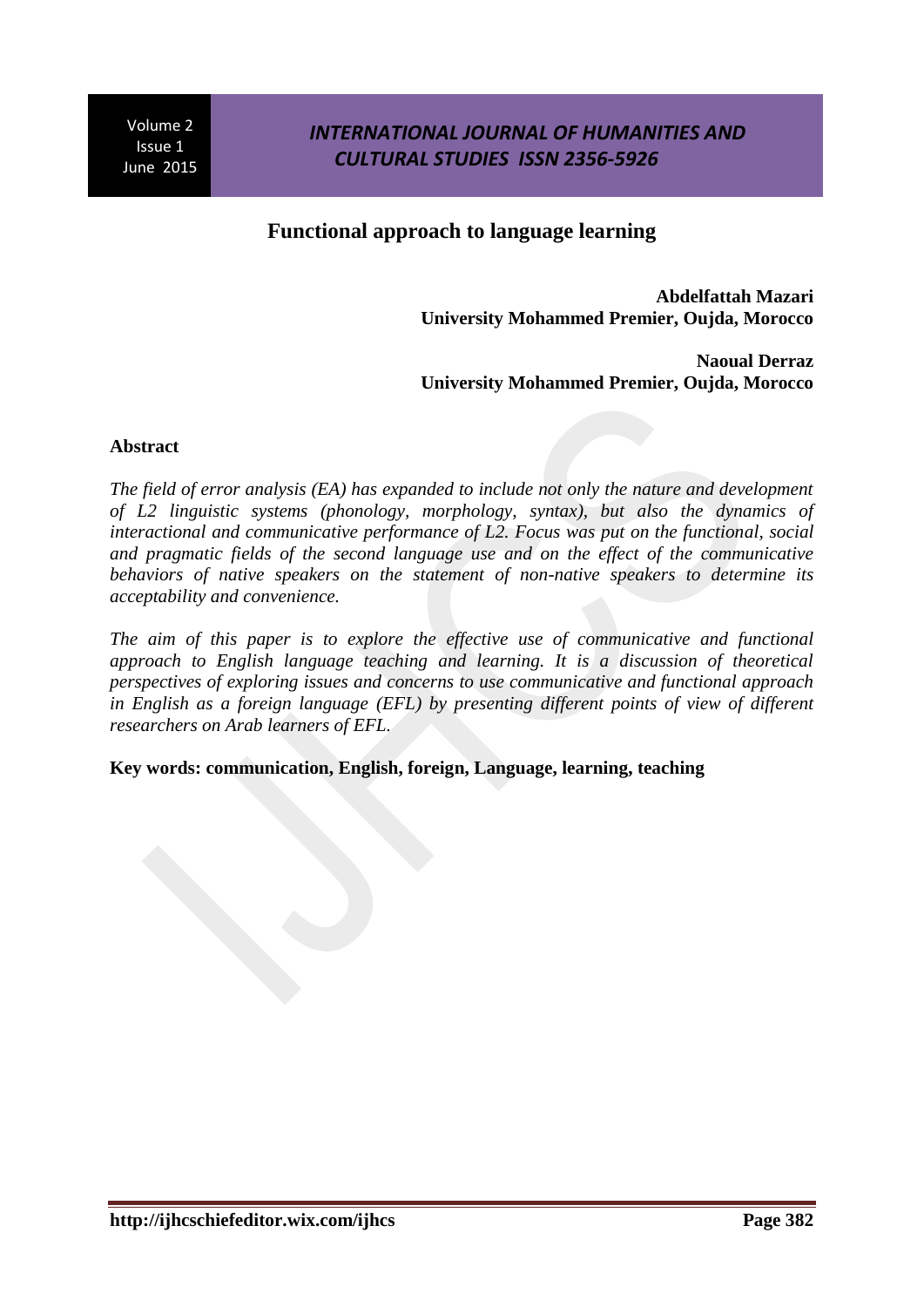# Functional approach to language learning

**Abdelfattah Mazari**
**University Mohammed Premier, Oujda, Morocco**

**Naoual Derraz**
**University Mohammed Premier, Oujda, Morocco**

**Abstract**

*The field of error analysis (EA) has expanded to include not only the nature and development of L2 linguistic systems (phonology, morphology, syntax), but also the dynamics of interactional and communicative performance of L2. Focus was put on the functional, social and pragmatic fields of the second language use and on the effect of the communicative behaviors of native speakers on the statement of non-native speakers to determine its acceptability and convenience.*

*The aim of this paper is to explore the effective use of communicative and functional approach to English language teaching and learning. It is a discussion of theoretical perspectives of exploring issues and concerns to use communicative and functional approach in English as a foreign language (EFL) by presenting different points of view of different researchers on Arab learners of EFL.*

**Key words: communication, English, foreign, Language, learning, teaching**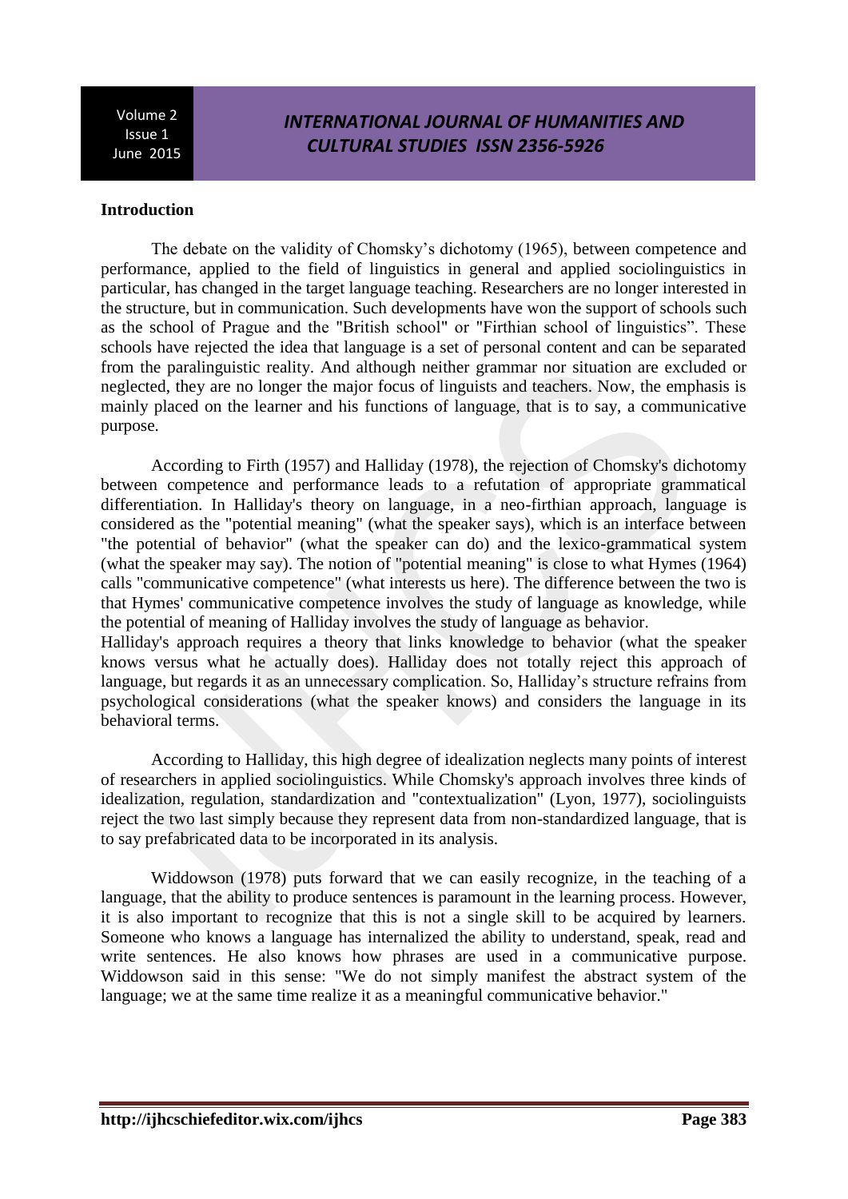**Introduction**

The debate on the validity of Chomsky's dichotomy (1965), between competence and performance, applied to the field of linguistics in general and applied sociolinguistics in particular, has changed in the target language teaching. Researchers are no longer interested in the structure, but in communication. Such developments have won the support of schools such as the school of Prague and the "British school" or "Firthian school of linguistics". These schools have rejected the idea that language is a set of personal content and can be separated from the paralinguistic reality. And although neither grammar nor situation are excluded or neglected, they are no longer the major focus of linguists and teachers. Now, the emphasis is mainly placed on the learner and his functions of language, that is to say, a communicative purpose.

According to Firth (1957) and Halliday (1978), the rejection of Chomsky's dichotomy between competence and performance leads to a refutation of appropriate grammatical differentiation. In Halliday's theory on language, in a neo-firthian approach, language is considered as the "potential meaning" (what the speaker says), which is an interface between "the potential of behavior" (what the speaker can do) and the lexico-grammatical system (what the speaker may say). The notion of "potential meaning" is close to what Hymes (1964) calls "communicative competence" (what interests us here). The difference between the two is that Hymes' communicative competence involves the study of language as knowledge, while the potential of meaning of Halliday involves the study of language as behavior.
Halliday's approach requires a theory that links knowledge to behavior (what the speaker knows versus what he actually does). Halliday does not totally reject this approach of language, but regards it as an unnecessary complication. So, Halliday's structure refrains from psychological considerations (what the speaker knows) and considers the language in its behavioral terms.

According to Halliday, this high degree of idealization neglects many points of interest of researchers in applied sociolinguistics. While Chomsky's approach involves three kinds of idealization, regulation, standardization and "contextualization" (Lyon, 1977), sociolinguists reject the two last simply because they represent data from non-standardized language, that is to say prefabricated data to be incorporated in its analysis.

Widdowson (1978) puts forward that we can easily recognize, in the teaching of a language, that the ability to produce sentences is paramount in the learning process. However, it is also important to recognize that this is not a single skill to be acquired by learners. Someone who knows a language has internalized the ability to understand, speak, read and write sentences. He also knows how phrases are used in a communicative purpose. Widdowson said in this sense: "We do not simply manifest the abstract system of the language; we at the same time realize it as a meaningful communicative behavior."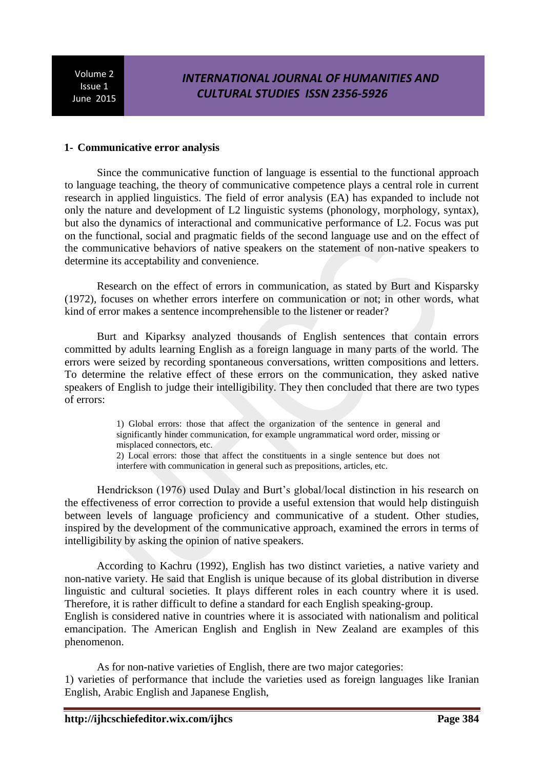## 1- Communicative error analysis

Since the communicative function of language is essential to the functional approach to language teaching, the theory of communicative competence plays a central role in current research in applied linguistics. The field of error analysis (EA) has expanded to include not only the nature and development of L2 linguistic systems (phonology, morphology, syntax), but also the dynamics of interactional and communicative performance of L2. Focus was put on the functional, social and pragmatic fields of the second language use and on the effect of the communicative behaviors of native speakers on the statement of non-native speakers to determine its acceptability and convenience.

Research on the effect of errors in communication, as stated by Burt and Kisparsky (1972), focuses on whether errors interfere on communication or not; in other words, what kind of error makes a sentence incomprehensible to the listener or reader?

Burt and Kiparksy analyzed thousands of English sentences that contain errors committed by adults learning English as a foreign language in many parts of the world. The errors were seized by recording spontaneous conversations, written compositions and letters. To determine the relative effect of these errors on the communication, they asked native speakers of English to judge their intelligibility. They then concluded that there are two types of errors:

> 1) Global errors: those that affect the organization of the sentence in general and significantly hinder communication, for example ungrammatical word order, missing or misplaced connectors, etc.
> 2) Local errors: those that affect the constituents in a single sentence but does not interfere with communication in general such as prepositions, articles, etc.

Hendrickson (1976) used Dulay and Burt's global/local distinction in his research on the effectiveness of error correction to provide a useful extension that would help distinguish between levels of language proficiency and communicative of a student. Other studies, inspired by the development of the communicative approach, examined the errors in terms of intelligibility by asking the opinion of native speakers.

According to Kachru (1992), English has two distinct varieties, a native variety and non-native variety. He said that English is unique because of its global distribution in diverse linguistic and cultural societies. It plays different roles in each country where it is used. Therefore, it is rather difficult to define a standard for each English speaking-group.
English is considered native in countries where it is associated with nationalism and political emancipation. The American English and English in New Zealand are examples of this phenomenon.

As for non-native varieties of English, there are two major categories:
1) varieties of performance that include the varieties used as foreign languages like Iranian English, Arabic English and Japanese English,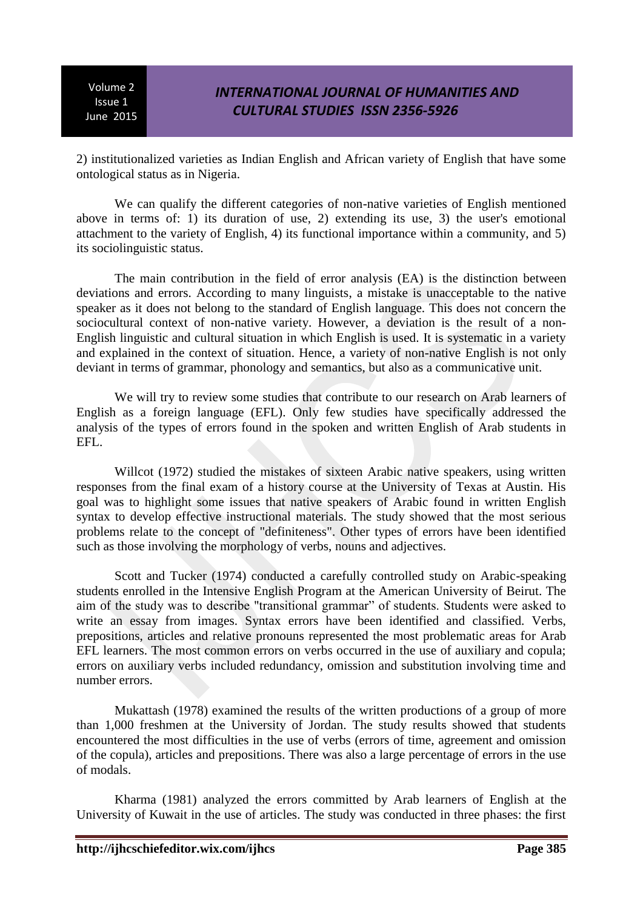2) institutionalized varieties as Indian English and African variety of English that have some ontological status as in Nigeria.

We can qualify the different categories of non-native varieties of English mentioned above in terms of: 1) its duration of use, 2) extending its use, 3) the user's emotional attachment to the variety of English, 4) its functional importance within a community, and 5) its sociolinguistic status.

The main contribution in the field of error analysis (EA) is the distinction between deviations and errors. According to many linguists, a mistake is unacceptable to the native speaker as it does not belong to the standard of English language. This does not concern the sociocultural context of non-native variety. However, a deviation is the result of a non-English linguistic and cultural situation in which English is used. It is systematic in a variety and explained in the context of situation. Hence, a variety of non-native English is not only deviant in terms of grammar, phonology and semantics, but also as a communicative unit.

We will try to review some studies that contribute to our research on Arab learners of English as a foreign language (EFL). Only few studies have specifically addressed the analysis of the types of errors found in the spoken and written English of Arab students in EFL.

Willcot (1972) studied the mistakes of sixteen Arabic native speakers, using written responses from the final exam of a history course at the University of Texas at Austin. His goal was to highlight some issues that native speakers of Arabic found in written English syntax to develop effective instructional materials. The study showed that the most serious problems relate to the concept of "definiteness". Other types of errors have been identified such as those involving the morphology of verbs, nouns and adjectives.

Scott and Tucker (1974) conducted a carefully controlled study on Arabic-speaking students enrolled in the Intensive English Program at the American University of Beirut. The aim of the study was to describe "transitional grammar" of students. Students were asked to write an essay from images. Syntax errors have been identified and classified. Verbs, prepositions, articles and relative pronouns represented the most problematic areas for Arab EFL learners. The most common errors on verbs occurred in the use of auxiliary and copula; errors on auxiliary verbs included redundancy, omission and substitution involving time and number errors.

Mukattash (1978) examined the results of the written productions of a group of more than 1,000 freshmen at the University of Jordan. The study results showed that students encountered the most difficulties in the use of verbs (errors of time, agreement and omission of the copula), articles and prepositions. There was also a large percentage of errors in the use of modals.

Kharma (1981) analyzed the errors committed by Arab learners of English at the University of Kuwait in the use of articles. The study was conducted in three phases: the first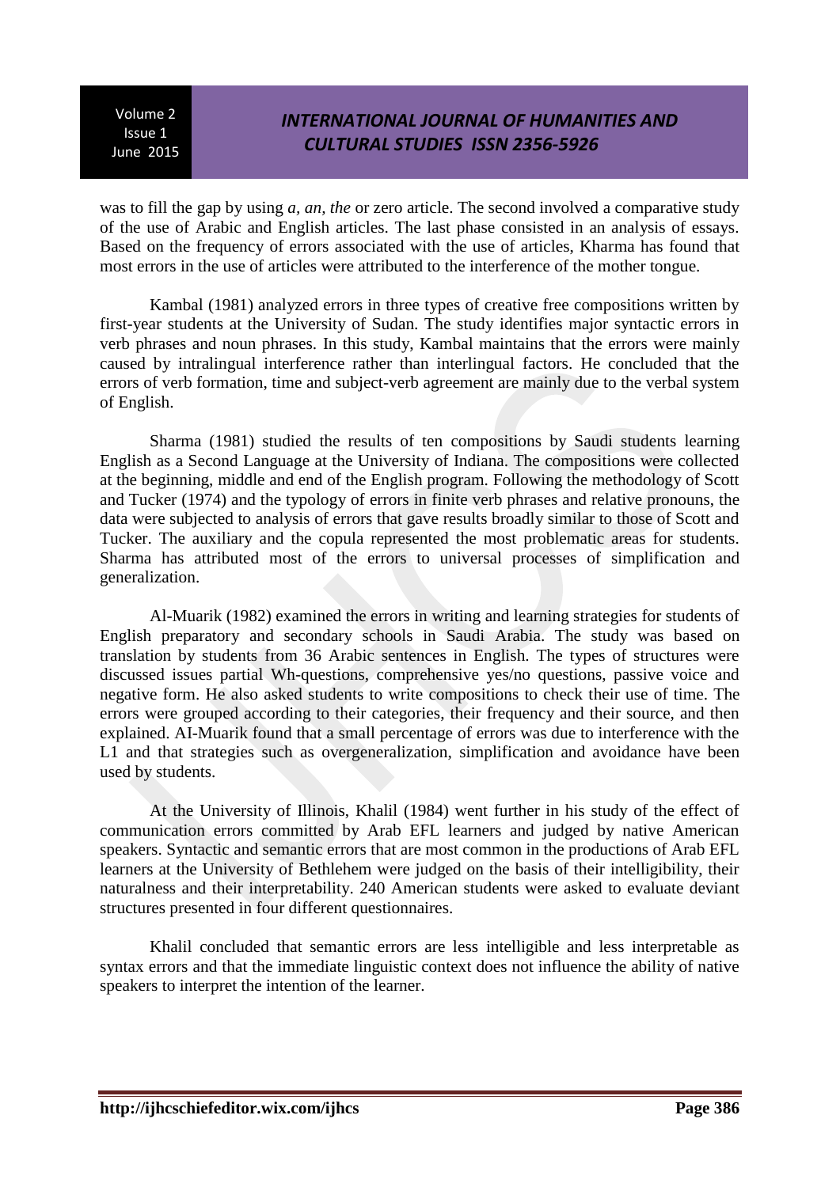was to fill the gap by using *a, an, the* or zero article. The second involved a comparative study of the use of Arabic and English articles. The last phase consisted in an analysis of essays. Based on the frequency of errors associated with the use of articles, Kharma has found that most errors in the use of articles were attributed to the interference of the mother tongue.

Kambal (1981) analyzed errors in three types of creative free compositions written by first-year students at the University of Sudan. The study identifies major syntactic errors in verb phrases and noun phrases. In this study, Kambal maintains that the errors were mainly caused by intralingual interference rather than interlingual factors. He concluded that the errors of verb formation, time and subject-verb agreement are mainly due to the verbal system of English.

Sharma (1981) studied the results of ten compositions by Saudi students learning English as a Second Language at the University of Indiana. The compositions were collected at the beginning, middle and end of the English program. Following the methodology of Scott and Tucker (1974) and the typology of errors in finite verb phrases and relative pronouns, the data were subjected to analysis of errors that gave results broadly similar to those of Scott and Tucker. The auxiliary and the copula represented the most problematic areas for students. Sharma has attributed most of the errors to universal processes of simplification and generalization.

Al-Muarik (1982) examined the errors in writing and learning strategies for students of English preparatory and secondary schools in Saudi Arabia. The study was based on translation by students from 36 Arabic sentences in English. The types of structures were discussed issues partial Wh-questions, comprehensive yes/no questions, passive voice and negative form. He also asked students to write compositions to check their use of time. The errors were grouped according to their categories, their frequency and their source, and then explained. AI-Muarik found that a small percentage of errors was due to interference with the L1 and that strategies such as overgeneralization, simplification and avoidance have been used by students.

At the University of Illinois, Khalil (1984) went further in his study of the effect of communication errors committed by Arab EFL learners and judged by native American speakers. Syntactic and semantic errors that are most common in the productions of Arab EFL learners at the University of Bethlehem were judged on the basis of their intelligibility, their naturalness and their interpretability. 240 American students were asked to evaluate deviant structures presented in four different questionnaires.

Khalil concluded that semantic errors are less intelligible and less interpretable as syntax errors and that the immediate linguistic context does not influence the ability of native speakers to interpret the intention of the learner.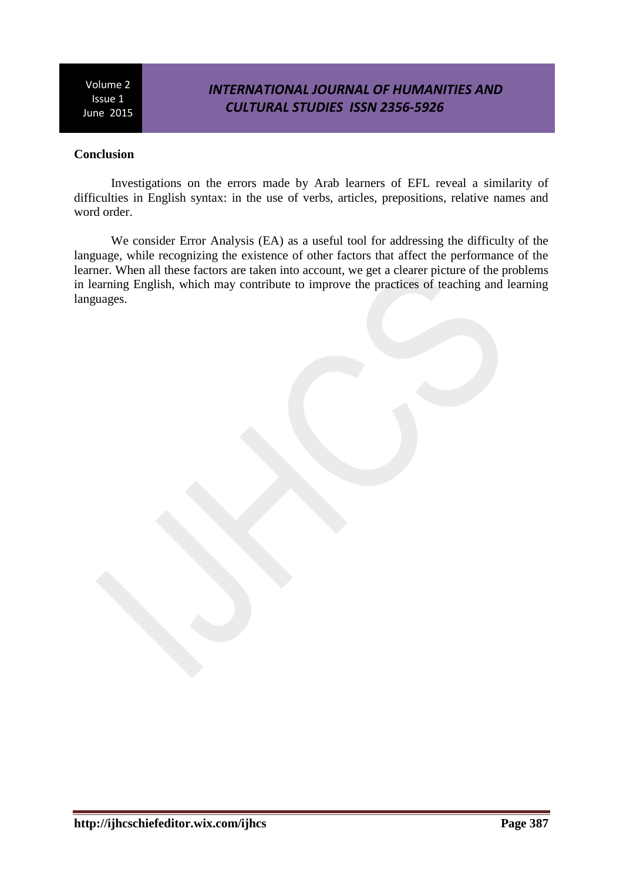**Conclusion**

Investigations on the errors made by Arab learners of EFL reveal a similarity of difficulties in English syntax: in the use of verbs, articles, prepositions, relative names and word order.

We consider Error Analysis (EA) as a useful tool for addressing the difficulty of the language, while recognizing the existence of other factors that affect the performance of the learner. When all these factors are taken into account, we get a clearer picture of the problems in learning English, which may contribute to improve the practices of teaching and learning languages.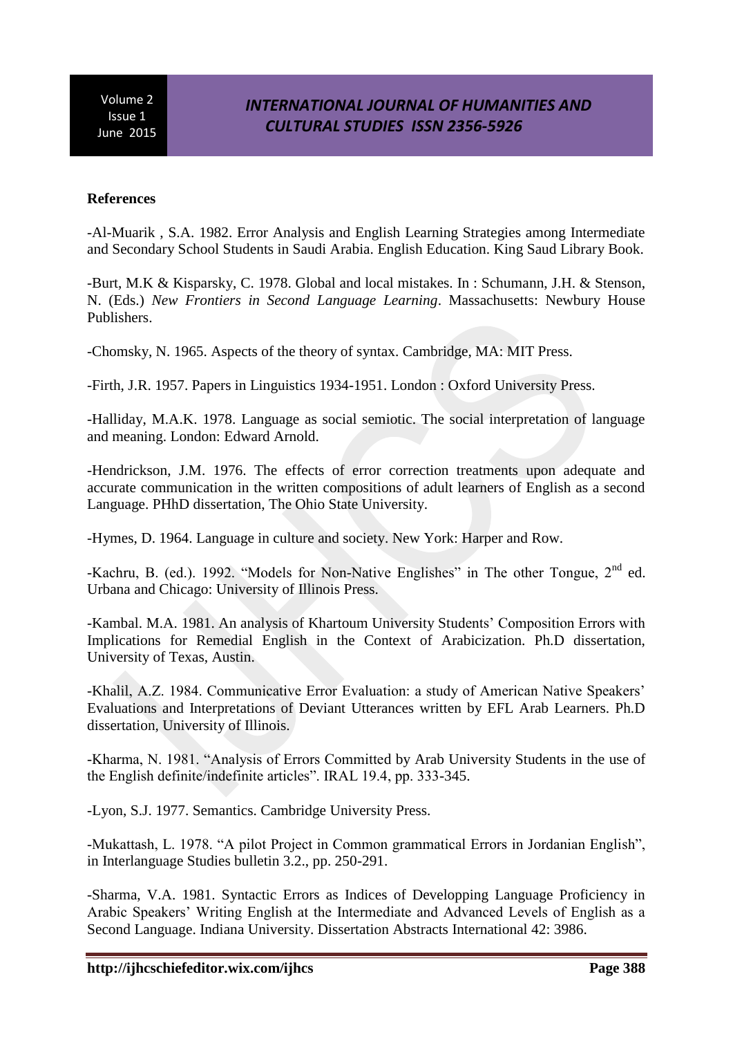**References**

-Al-Muarik , S.A. 1982. Error Analysis and English Learning Strategies among Intermediate and Secondary School Students in Saudi Arabia. English Education. King Saud Library Book.

-Burt, M.K & Kisparsky, C. 1978. Global and local mistakes. In : Schumann, J.H. & Stenson, N. (Eds.) *New Frontiers in Second Language Learning*. Massachusetts: Newbury House Publishers.

-Chomsky, N. 1965. Aspects of the theory of syntax. Cambridge, MA: MIT Press.

-Firth, J.R. 1957. Papers in Linguistics 1934-1951. London : Oxford University Press.

-Halliday, M.A.K. 1978. Language as social semiotic. The social interpretation of language and meaning. London: Edward Arnold.

-Hendrickson, J.M. 1976. The effects of error correction treatments upon adequate and accurate communication in the written compositions of adult learners of English as a second Language. PHhD dissertation, The Ohio State University.

-Hymes, D. 1964. Language in culture and society. New York: Harper and Row.

-Kachru, B. (ed.). 1992. "Models for Non-Native Englishes" in The other Tongue, 2nd ed. Urbana and Chicago: University of Illinois Press.

-Kambal. M.A. 1981. An analysis of Khartoum University Students' Composition Errors with Implications for Remedial English in the Context of Arabicization. Ph.D dissertation, University of Texas, Austin.

-Khalil, A.Z. 1984. Communicative Error Evaluation: a study of American Native Speakers' Evaluations and Interpretations of Deviant Utterances written by EFL Arab Learners. Ph.D dissertation, University of Illinois.

-Kharma, N. 1981. "Analysis of Errors Committed by Arab University Students in the use of the English definite/indefinite articles". IRAL 19.4, pp. 333-345.

-Lyon, S.J. 1977. Semantics. Cambridge University Press.

-Mukattash, L. 1978. "A pilot Project in Common grammatical Errors in Jordanian English", in Interlanguage Studies bulletin 3.2., pp. 250-291.

-Sharma, V.A. 1981. Syntactic Errors as Indices of Developping Language Proficiency in Arabic Speakers' Writing English at the Intermediate and Advanced Levels of English as a Second Language. Indiana University. Dissertation Abstracts International 42: 3986.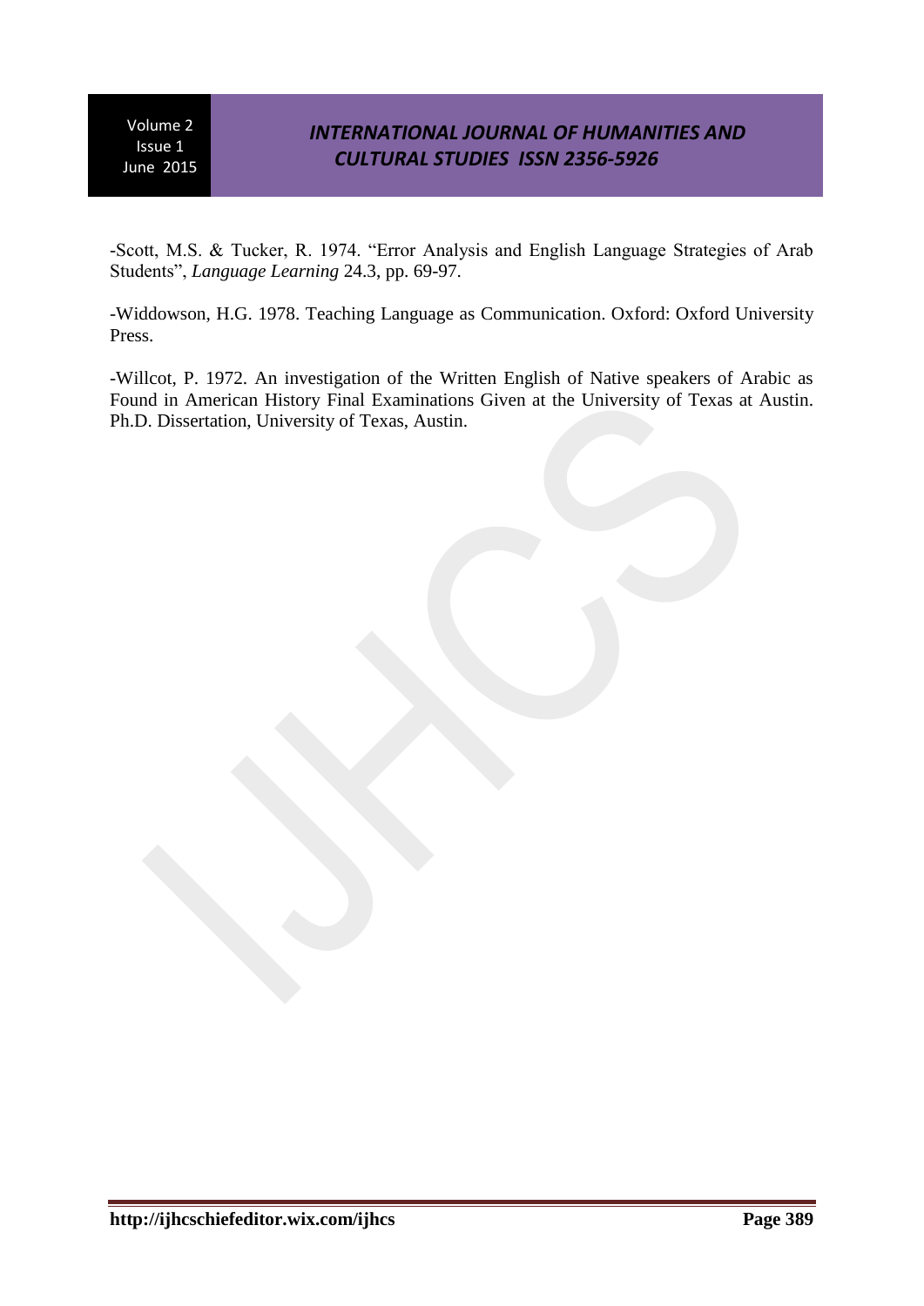-Scott, M.S. & Tucker, R. 1974. "Error Analysis and English Language Strategies of Arab Students", *Language Learning* 24.3, pp. 69-97.

-Widdowson, H.G. 1978. Teaching Language as Communication. Oxford: Oxford University Press.

-Willcot, P. 1972. An investigation of the Written English of Native speakers of Arabic as Found in American History Final Examinations Given at the University of Texas at Austin. Ph.D. Dissertation, University of Texas, Austin.